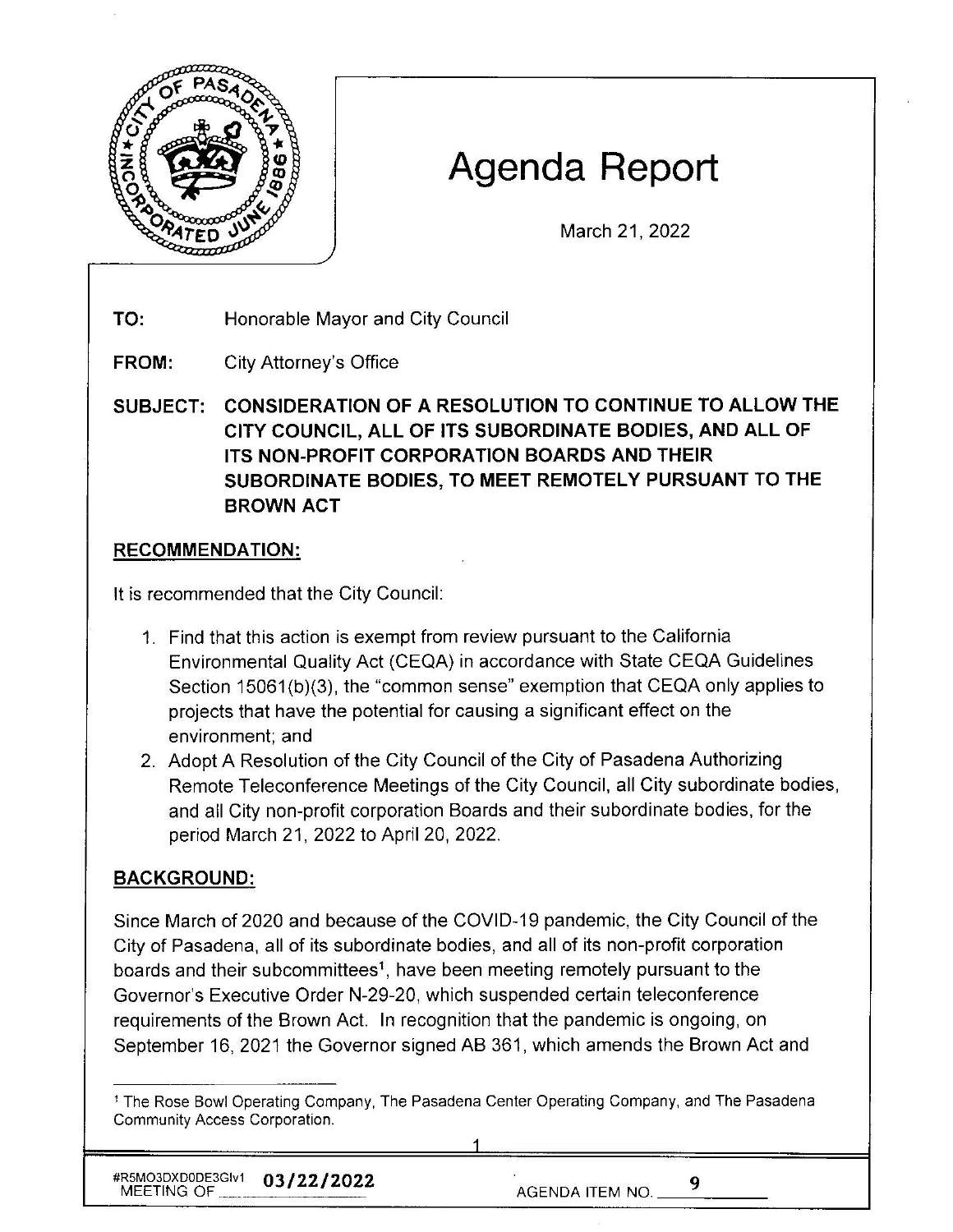# Agenda Report

March 21, 2022

**TO:** Honorable Mayor and City Council

**FROM:** City Attorney's Office

**SUBJECT: CONSIDERATION OF A RESOLUTION TO CONTINUE TO ALLOW THE CITY COUNCIL, ALL OF ITS SUBORDINATE BODIES, AND ALL OF ITS NON-PROFIT CORPORATION BOARDS AND THEIR SUBORDINATE BODIES, TO MEET REMOTELY PURSUANT TO THE BROWN ACT**

## RECOMMENDATION:

It is recommended that the City Council:

1. Find that this action is exempt from review pursuant to the California Environmental Quality Act (CEQA) in accordance with State CEQA Guidelines Section 15061(b)(3), the "common sense" exemption that CEQA only applies to projects that have the potential for causing a significant effect on the environment; and
2. Adopt A Resolution of the City Council of the City of Pasadena Authorizing Remote Teleconference Meetings of the City Council, all City subordinate bodies, and all City non-profit corporation Boards and their subordinate bodies, for the period March 21, 2022 to April 20, 2022.

## BACKGROUND:

Since March of 2020 and because of the COVID-19 pandemic, the City Council of the City of Pasadena, all of its subordinate bodies, and all of its non-profit corporation boards and their subcommittees[1], have been meeting remotely pursuant to the Governor's Executive Order N-29-20, which suspended certain teleconference requirements of the Brown Act. In recognition that the pandemic is ongoing, on September 16, 2021 the Governor signed AB 361, which amends the Brown Act and

[1] The Rose Bowl Operating Company, The Pasadena Center Operating Company, and The Pasadena Community Access Corporation.

#R5MO3DXD0DE3GIv1 MEETING OF 03/22/2022 AGENDA ITEM NO. 9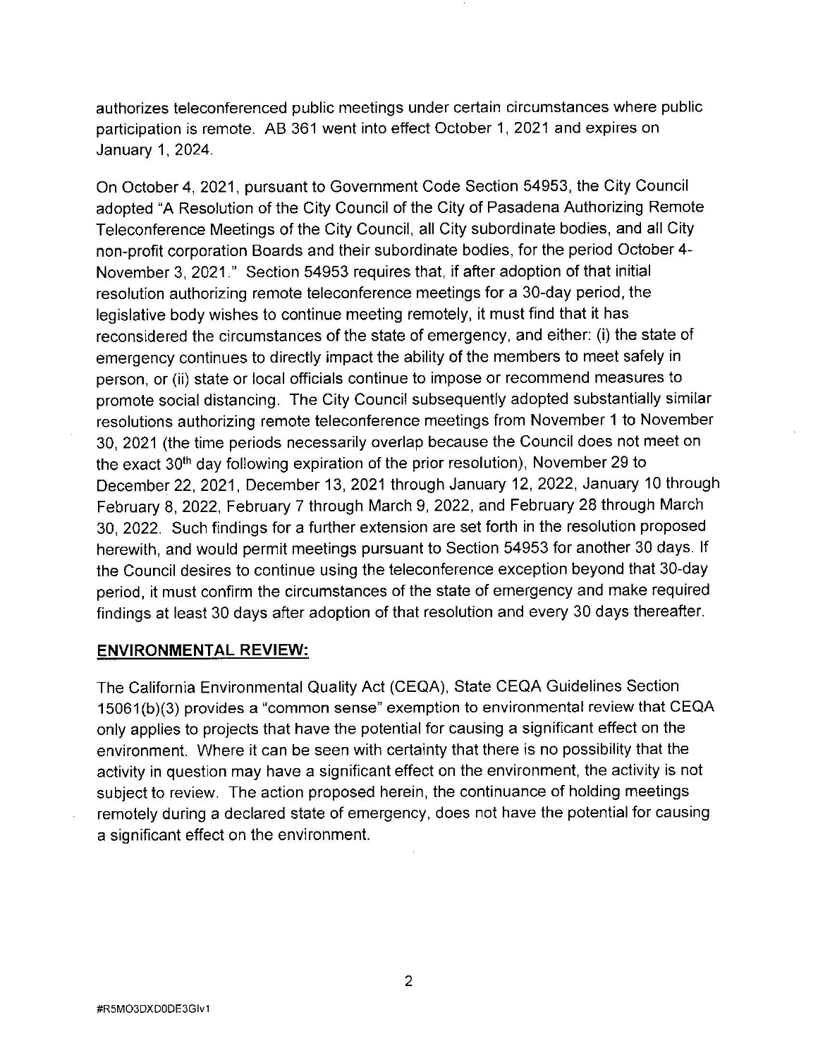authorizes teleconferenced public meetings under certain circumstances where public participation is remote. AB 361 went into effect October 1, 2021 and expires on January 1, 2024.

On October 4, 2021, pursuant to Government Code Section 54953, the City Council adopted "A Resolution of the City Council of the City of Pasadena Authorizing Remote Teleconference Meetings of the City Council, all City subordinate bodies, and all City non-profit corporation Boards and their subordinate bodies, for the period October 4-November 3, 2021." Section 54953 requires that, if after adoption of that initial resolution authorizing remote teleconference meetings for a 30-day period, the legislative body wishes to continue meeting remotely, it must find that it has reconsidered the circumstances of the state of emergency, and either: (i) the state of emergency continues to directly impact the ability of the members to meet safely in person, or (ii) state or local officials continue to impose or recommend measures to promote social distancing. The City Council subsequently adopted substantially similar resolutions authorizing remote teleconference meetings from November 1 to November 30, 2021 (the time periods necessarily overlap because the Council does not meet on the exact 30th day following expiration of the prior resolution), November 29 to December 22, 2021, December 13, 2021 through January 12, 2022, January 10 through February 8, 2022, February 7 through March 9, 2022, and February 28 through March 30, 2022. Such findings for a further extension are set forth in the resolution proposed herewith, and would permit meetings pursuant to Section 54953 for another 30 days. If the Council desires to continue using the teleconference exception beyond that 30-day period, it must confirm the circumstances of the state of emergency and make required findings at least 30 days after adoption of that resolution and every 30 days thereafter.

**ENVIRONMENTAL REVIEW:**

The California Environmental Quality Act (CEQA), State CEQA Guidelines Section 15061(b)(3) provides a "common sense" exemption to environmental review that CEQA only applies to projects that have the potential for causing a significant effect on the environment. Where it can be seen with certainty that there is no possibility that the activity in question may have a significant effect on the environment, the activity is not subject to review. The action proposed herein, the continuance of holding meetings remotely during a declared state of emergency, does not have the potential for causing a significant effect on the environment.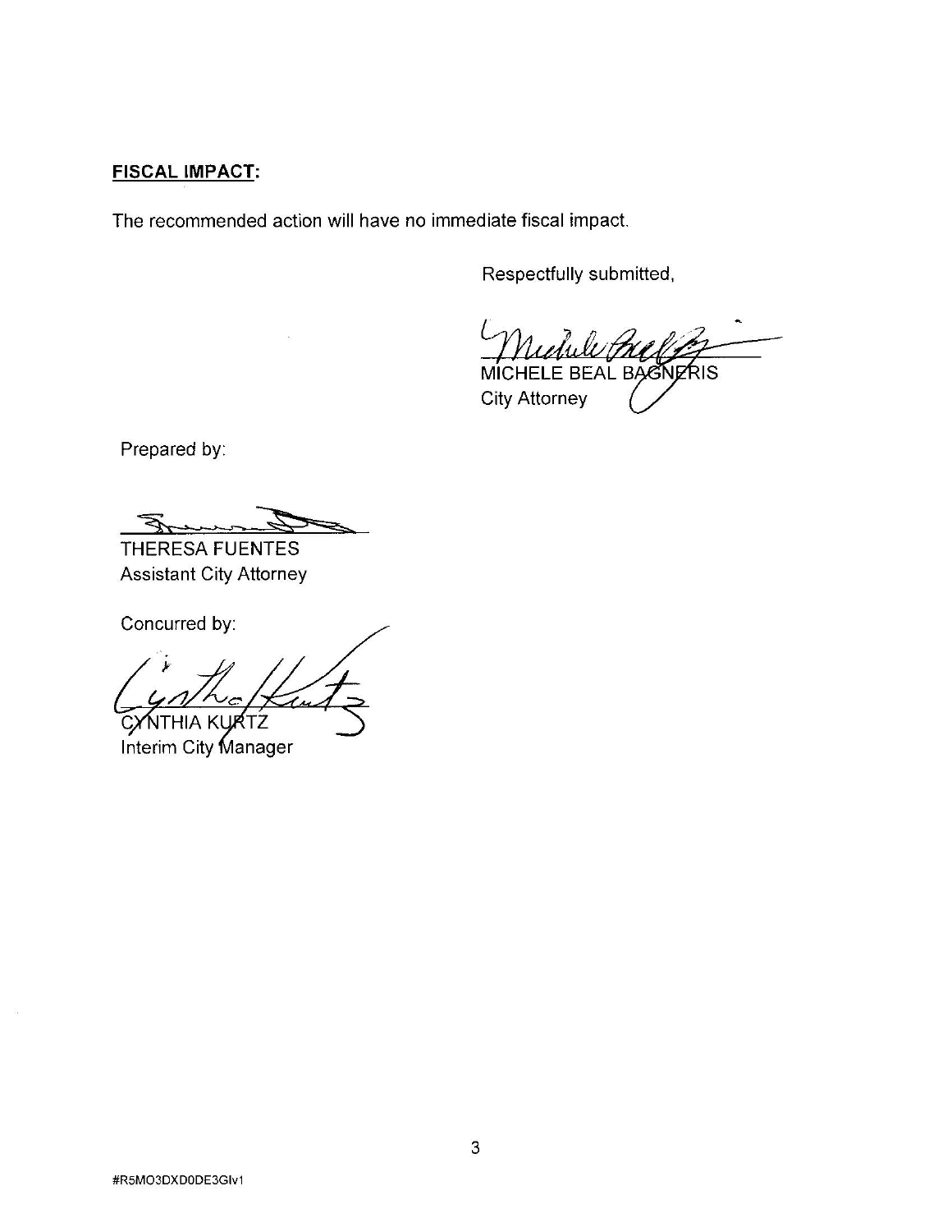**FISCAL IMPACT:**

The recommended action will have no immediate fiscal impact.

Respectfully submitted,

MICHELE BEAL BAGNERIS
City Attorney

Prepared by:

THERESA FUENTES
Assistant City Attorney

Concurred by:

CYNTHIA KURTZ
Interim City Manager

#R5MO3DXD0DE3GIv1